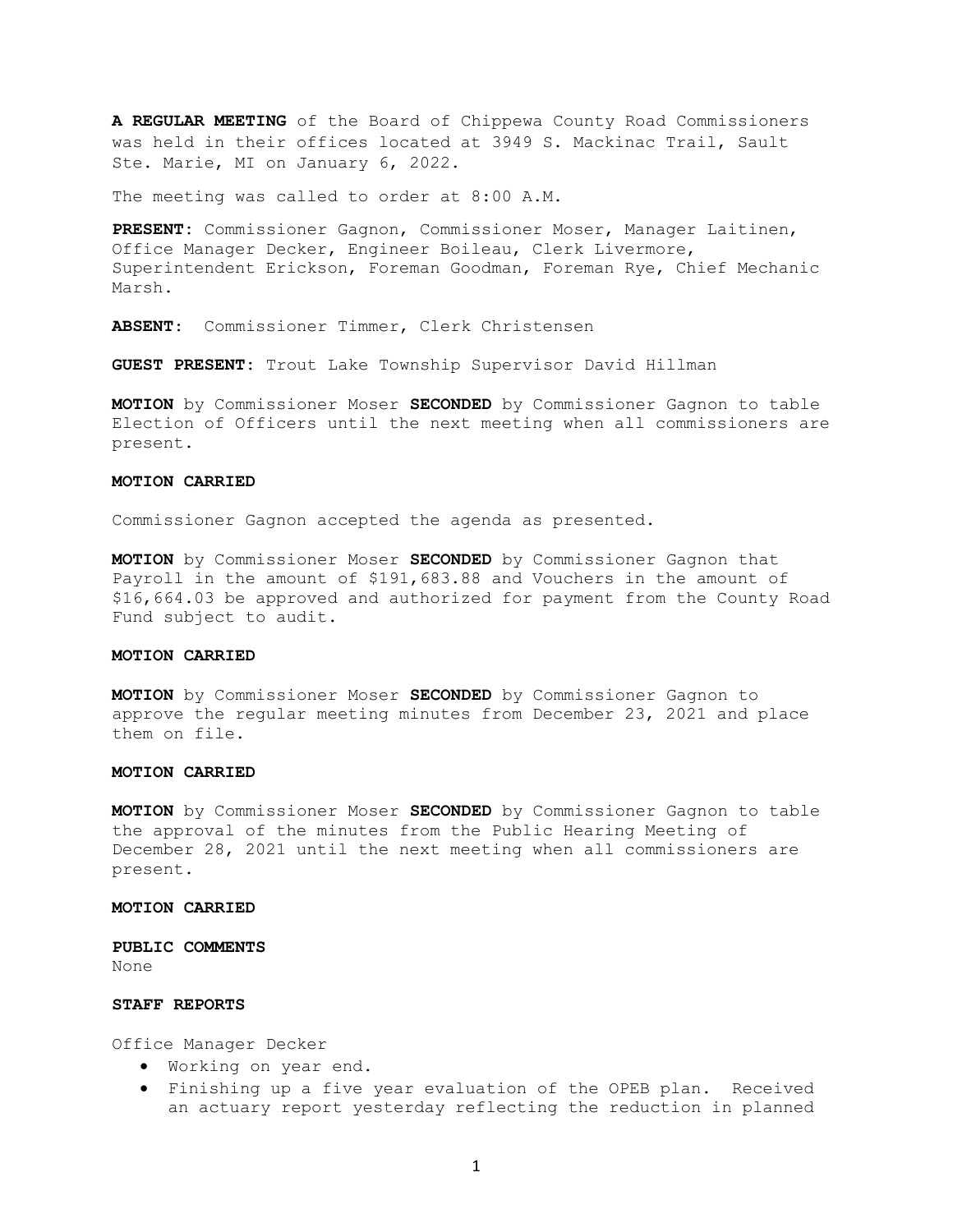**A REGULAR MEETING** of the Board of Chippewa County Road Commissioners was held in their offices located at 3949 S. Mackinac Trail, Sault Ste. Marie, MI on January 6, 2022.

The meeting was called to order at 8:00 A.M.

**PRESENT:** Commissioner Gagnon, Commissioner Moser, Manager Laitinen, Office Manager Decker, Engineer Boileau, Clerk Livermore, Superintendent Erickson, Foreman Goodman, Foreman Rye, Chief Mechanic Marsh.

**ABSENT:** Commissioner Timmer, Clerk Christensen

**GUEST PRESENT:** Trout Lake Township Supervisor David Hillman

**MOTION** by Commissioner Moser **SECONDED** by Commissioner Gagnon to table Election of Officers until the next meeting when all commissioners are present.

**MOTION CARRIED**

Commissioner Gagnon accepted the agenda as presented.

**MOTION** by Commissioner Moser **SECONDED** by Commissioner Gagnon that Payroll in the amount of $191,683.88 and Vouchers in the amount of $16,664.03 be approved and authorized for payment from the County Road Fund subject to audit.

**MOTION CARRIED**

**MOTION** by Commissioner Moser **SECONDED** by Commissioner Gagnon to approve the regular meeting minutes from December 23, 2021 and place them on file.

**MOTION CARRIED**

**MOTION** by Commissioner Moser **SECONDED** by Commissioner Gagnon to table the approval of the minutes from the Public Hearing Meeting of December 28, 2021 until the next meeting when all commissioners are present.

**MOTION CARRIED**

**PUBLIC COMMENTS**
None

**STAFF REPORTS**

Office Manager Decker

- Working on year end.
- Finishing up a five year evaluation of the OPEB plan. Received an actuary report yesterday reflecting the reduction in planned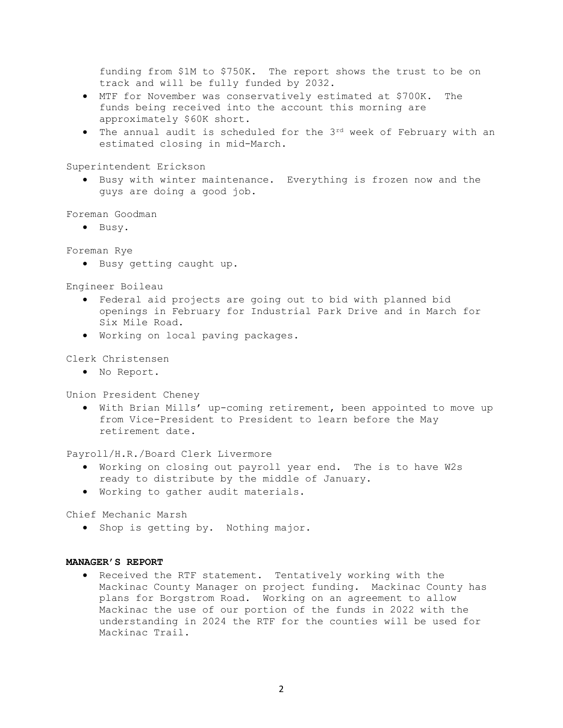funding from $1M to $750K. The report shows the trust to be on track and will be fully funded by 2032.

- MTF for November was conservatively estimated at $700K. The funds being received into the account this morning are approximately $60K short.
- The annual audit is scheduled for the 3rd week of February with an estimated closing in mid-March.

Superintendent Erickson

- Busy with winter maintenance. Everything is frozen now and the guys are doing a good job.

Foreman Goodman

- Busy.

Foreman Rye

- Busy getting caught up.

Engineer Boileau

- Federal aid projects are going out to bid with planned bid openings in February for Industrial Park Drive and in March for Six Mile Road.
- Working on local paving packages.

Clerk Christensen

- No Report.

Union President Cheney

- With Brian Mills' up-coming retirement, been appointed to move up from Vice-President to President to learn before the May retirement date.

Payroll/H.R./Board Clerk Livermore

- Working on closing out payroll year end. The is to have W2s ready to distribute by the middle of January.
- Working to gather audit materials.

Chief Mechanic Marsh

- Shop is getting by. Nothing major.

**MANAGER'S REPORT**

- Received the RTF statement. Tentatively working with the Mackinac County Manager on project funding. Mackinac County has plans for Borgstrom Road. Working on an agreement to allow Mackinac the use of our portion of the funds in 2022 with the understanding in 2024 the RTF for the counties will be used for Mackinac Trail.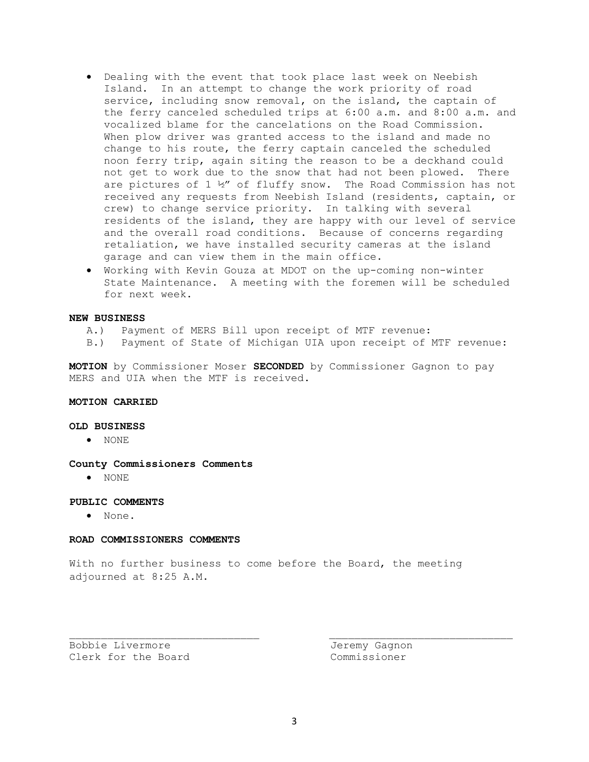- Dealing with the event that took place last week on Neebish Island. In an attempt to change the work priority of road service, including snow removal, on the island, the captain of the ferry canceled scheduled trips at 6:00 a.m. and 8:00 a.m. and vocalized blame for the cancelations on the Road Commission. When plow driver was granted access to the island and made no change to his route, the ferry captain canceled the scheduled noon ferry trip, again siting the reason to be a deckhand could not get to work due to the snow that had not been plowed. There are pictures of 1 ½" of fluffy snow. The Road Commission has not received any requests from Neebish Island (residents, captain, or crew) to change service priority. In talking with several residents of the island, they are happy with our level of service and the overall road conditions. Because of concerns regarding retaliation, we have installed security cameras at the island garage and can view them in the main office.
- Working with Kevin Gouza at MDOT on the up-coming non-winter State Maintenance. A meeting with the foremen will be scheduled for next week.

**NEW BUSINESS**

A.) Payment of MERS Bill upon receipt of MTF revenue:
B.) Payment of State of Michigan UIA upon receipt of MTF revenue:

**MOTION** by Commissioner Moser **SECONDED** by Commissioner Gagnon to pay MERS and UIA when the MTF is received.

**MOTION CARRIED**

**OLD BUSINESS**

- NONE

**County Commissioners Comments**

- NONE

**PUBLIC COMMENTS**

- None.

**ROAD COMMISSIONERS COMMENTS**

With no further business to come before the Board, the meeting adjourned at 8:25 A.M.

______________________________
Bobbie Livermore
Clerk for the Board

______________________________
Jeremy Gagnon
Commissioner